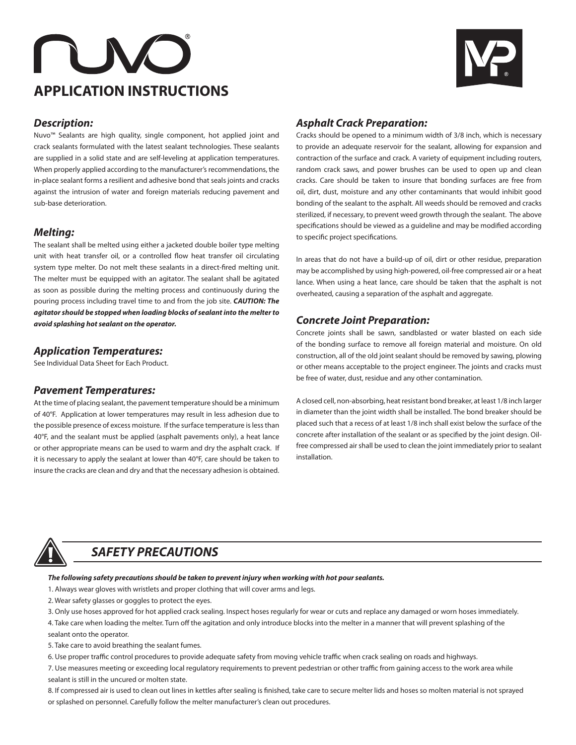# nuvo®

# APPLICATION INSTRUCTIONS

### *Description:*

Nuvo™ Sealants are high quality, single component, hot applied joint and crack sealants formulated with the latest sealant technologies. These sealants are supplied in a solid state and are self-leveling at application temperatures. When properly applied according to the manufacturer's recommendations, the in-place sealant forms a resilient and adhesive bond that seals joints and cracks against the intrusion of water and foreign materials reducing pavement and sub-base deterioration.

### *Melting:*

The sealant shall be melted using either a jacketed double boiler type melting unit with heat transfer oil, or a controlled flow heat transfer oil circulating system type melter. Do not melt these sealants in a direct-fired melting unit. The melter must be equipped with an agitator. The sealant shall be agitated as soon as possible during the melting process and continuously during the pouring process including travel time to and from the job site. ***CAUTION: The agitator should be stopped when loading blocks of sealant into the melter to avoid splashing hot sealant on the operator.***

### *Application Temperatures:*

See Individual Data Sheet for Each Product.

### *Pavement Temperatures:*

At the time of placing sealant, the pavement temperature should be a minimum of 40°F. Application at lower temperatures may result in less adhesion due to the possible presence of excess moisture. If the surface temperature is less than 40°F, and the sealant must be applied (asphalt pavements only), a heat lance or other appropriate means can be used to warm and dry the asphalt crack. If it is necessary to apply the sealant at lower than 40°F, care should be taken to insure the cracks are clean and dry and that the necessary adhesion is obtained.

### *Asphalt Crack Preparation:*

Cracks should be opened to a minimum width of 3/8 inch, which is necessary to provide an adequate reservoir for the sealant, allowing for expansion and contraction of the surface and crack. A variety of equipment including routers, random crack saws, and power brushes can be used to open up and clean cracks. Care should be taken to insure that bonding surfaces are free from oil, dirt, dust, moisture and any other contaminants that would inhibit good bonding of the sealant to the asphalt. All weeds should be removed and cracks sterilized, if necessary, to prevent weed growth through the sealant. The above specifications should be viewed as a guideline and may be modified according to specific project specifications.

In areas that do not have a build-up of oil, dirt or other residue, preparation may be accomplished by using high-powered, oil-free compressed air or a heat lance. When using a heat lance, care should be taken that the asphalt is not overheated, causing a separation of the asphalt and aggregate.

### *Concrete Joint Preparation:*

Concrete joints shall be sawn, sandblasted or water blasted on each side of the bonding surface to remove all foreign material and moisture. On old construction, all of the old joint sealant should be removed by sawing, plowing or other means acceptable to the project engineer. The joints and cracks must be free of water, dust, residue and any other contamination.

A closed cell, non-absorbing, heat resistant bond breaker, at least 1/8 inch larger in diameter than the joint width shall be installed. The bond breaker should be placed such that a recess of at least 1/8 inch shall exist below the surface of the concrete after installation of the sealant or as specified by the joint design. Oil-free compressed air shall be used to clean the joint immediately prior to sealant installation.

## *SAFETY PRECAUTIONS*

***The following safety precautions should be taken to prevent injury when working with hot pour sealants.***

1. Always wear gloves with wristlets and proper clothing that will cover arms and legs.
2. Wear safety glasses or goggles to protect the eyes.
3. Only use hoses approved for hot applied crack sealing. Inspect hoses regularly for wear or cuts and replace any damaged or worn hoses immediately.
4. Take care when loading the melter. Turn off the agitation and only introduce blocks into the melter in a manner that will prevent splashing of the sealant onto the operator.
5. Take care to avoid breathing the sealant fumes.
6. Use proper traffic control procedures to provide adequate safety from moving vehicle traffic when crack sealing on roads and highways.
7. Use measures meeting or exceeding local regulatory requirements to prevent pedestrian or other traffic from gaining access to the work area while sealant is still in the uncured or molten state.
8. If compressed air is used to clean out lines in kettles after sealing is finished, take care to secure melter lids and hoses so molten material is not sprayed or splashed on personnel. Carefully follow the melter manufacturer's clean out procedures.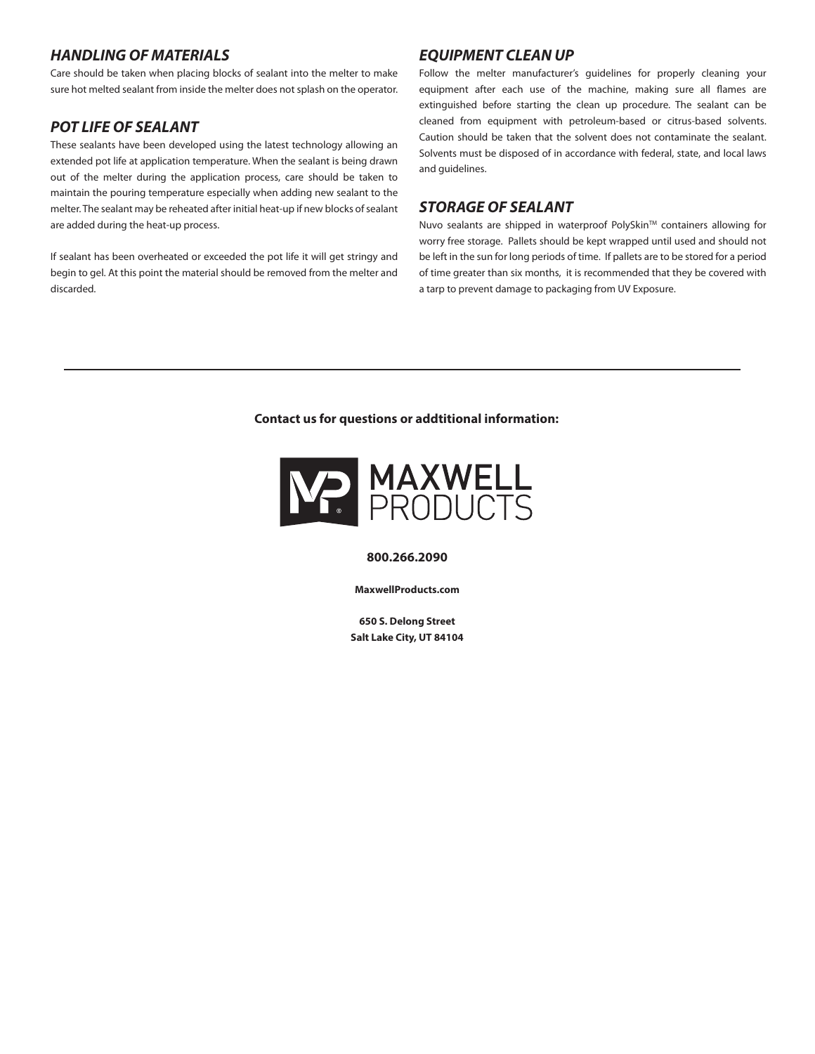### *HANDLING OF MATERIALS*

Care should be taken when placing blocks of sealant into the melter to make sure hot melted sealant from inside the melter does not splash on the operator.

### *POT LIFE OF SEALANT*

These sealants have been developed using the latest technology allowing an extended pot life at application temperature. When the sealant is being drawn out of the melter during the application process, care should be taken to maintain the pouring temperature especially when adding new sealant to the melter. The sealant may be reheated after initial heat-up if new blocks of sealant are added during the heat-up process.

If sealant has been overheated or exceeded the pot life it will get stringy and begin to gel. At this point the material should be removed from the melter and discarded.

### *EQUIPMENT CLEAN UP*

Follow the melter manufacturer's guidelines for properly cleaning your equipment after each use of the machine, making sure all flames are extinguished before starting the clean up procedure. The sealant can be cleaned from equipment with petroleum-based or citrus-based solvents. Caution should be taken that the solvent does not contaminate the sealant. Solvents must be disposed of in accordance with federal, state, and local laws and guidelines.

### *STORAGE OF SEALANT*

Nuvo sealants are shipped in waterproof PolySkin™ containers allowing for worry free storage. Pallets should be kept wrapped until used and should not be left in the sun for long periods of time. If pallets are to be stored for a period of time greater than six months, it is recommended that they be covered with a tarp to prevent damage to packaging from UV Exposure.

---

**Contact us for questions or addtitional information:**

MAXWELL PRODUCTS

**800.266.2090**

**MaxwellProducts.com**

**650 S. Delong Street**
**Salt Lake City, UT 84104**